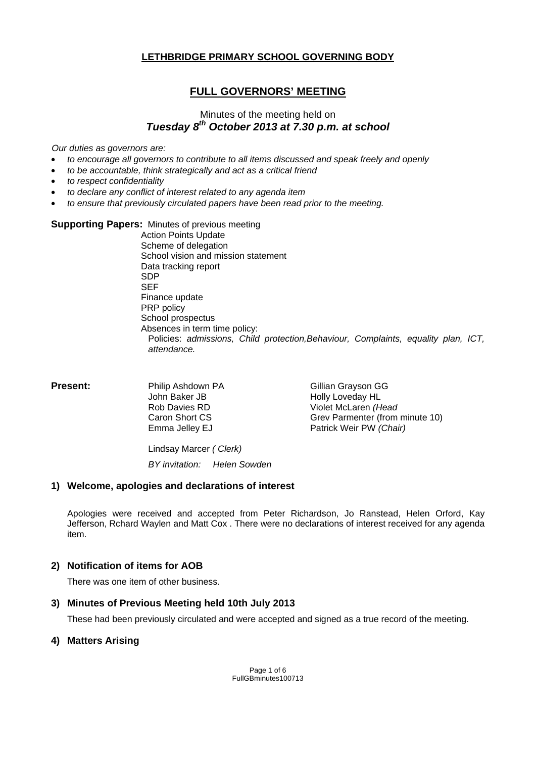# LETHBRIDGE PRIMARY SCHOOL GOVERNING BODY

## FULL GOVERNORS' MEETING

Minutes of the meeting held on
***Tuesday 8th October 2013 at 7.30 p.m. at school***

*Our duties as governors are:*

- *to encourage all governors to contribute to all items discussed and speak freely and openly*
- *to be accountable, think strategically and act as a critical friend*
- *to respect confidentiality*
- *to declare any conflict of interest related to any agenda item*
- *to ensure that previously circulated papers have been read prior to the meeting.*

**Supporting Papers:** Minutes of previous meeting
Action Points Update
Scheme of delegation
School vision and mission statement
Data tracking report
SDP
SEF
Finance update
PRP policy
School prospectus
Absences in term time policy:
Policies: *admissions, Child protection,Behaviour, Complaints, equality plan, ICT, attendance.*

**Present:**

Philip Ashdown PA
John Baker JB
Rob Davies RD
Caron Short CS
Emma Jelley EJ
Gillian Grayson GG
Holly Loveday HL
Violet McLaren *(Head*
Grev Parmenter (from minute 10)
Patrick Weir PW *(Chair)*

Lindsay Marcer *( Clerk)*

*BY invitation: Helen Sowden*

### 1) Welcome, apologies and declarations of interest

Apologies were received and accepted from Peter Richardson, Jo Ranstead, Helen Orford, Kay Jefferson, Rchard Waylen and Matt Cox . There were no declarations of interest received for any agenda item.

### 2) Notification of items for AOB

There was one item of other business.

### 3) Minutes of Previous Meeting held 10th July 2013

These had been previously circulated and were accepted and signed as a true record of the meeting.

### 4) Matters Arising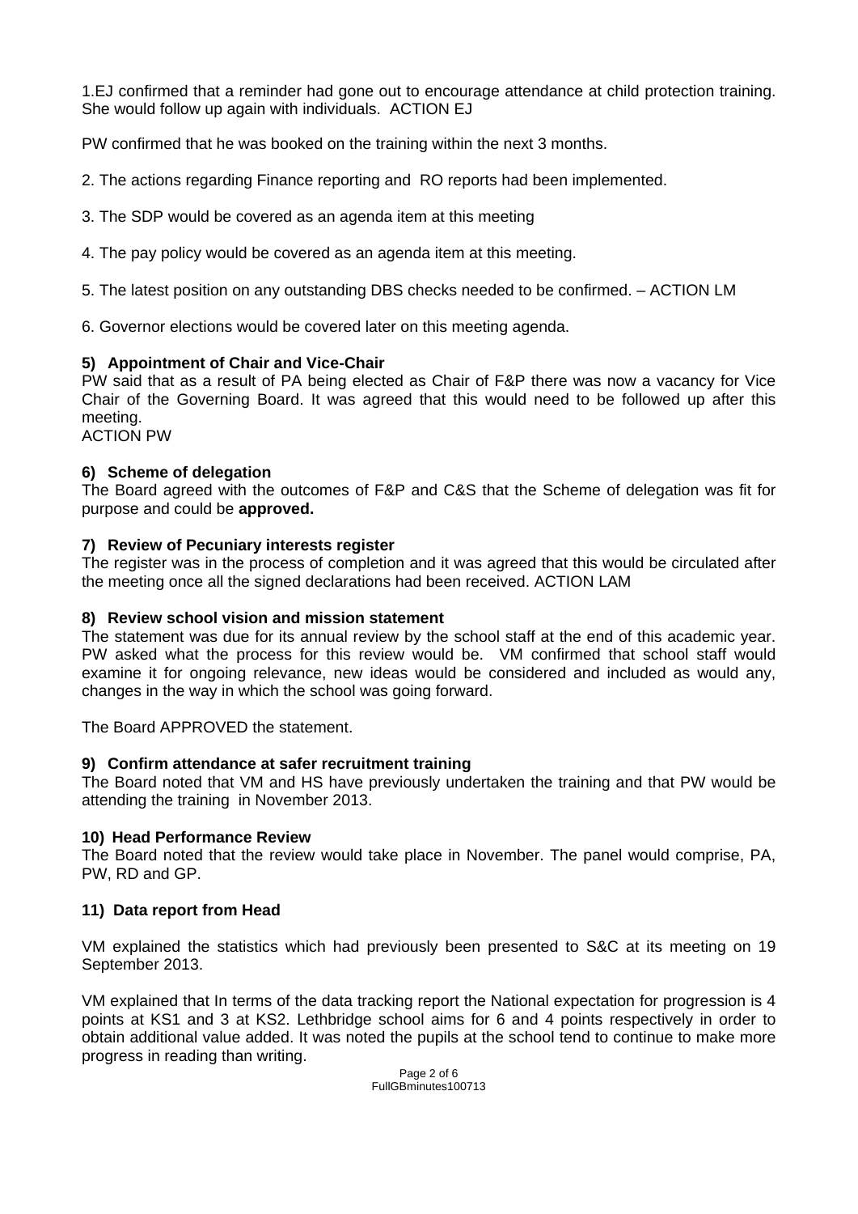1.EJ confirmed that a reminder had gone out to encourage attendance at child protection training. She would follow up again with individuals.  ACTION EJ

PW confirmed that he was booked on the training within the next 3 months.

2. The actions regarding Finance reporting and  RO reports had been implemented.

3. The SDP would be covered as an agenda item at this meeting

4. The pay policy would be covered as an agenda item at this meeting.

5. The latest position on any outstanding DBS checks needed to be confirmed. – ACTION LM

6. Governor elections would be covered later on this meeting agenda.

**5)  Appointment of Chair and Vice-Chair**

PW said that as a result of PA being elected as Chair of F&P there was now a vacancy for Vice Chair of the Governing Board. It was agreed that this would need to be followed up after this meeting.
ACTION PW

**6)  Scheme of delegation**

The Board agreed with the outcomes of F&P and C&S that the Scheme of delegation was fit for purpose and could be **approved.**

**7)  Review of Pecuniary interests register**

The register was in the process of completion and it was agreed that this would be circulated after the meeting once all the signed declarations had been received. ACTION LAM

**8)  Review school vision and mission statement**

The statement was due for its annual review by the school staff at the end of this academic year. PW asked what the process for this review would be.  VM confirmed that school staff would examine it for ongoing relevance, new ideas would be considered and included as would any, changes in the way in which the school was going forward.

The Board APPROVED the statement.

**9)  Confirm attendance at safer recruitment training**

The Board noted that VM and HS have previously undertaken the training and that PW would be attending the training  in November 2013.

**10)  Head Performance Review**

The Board noted that the review would take place in November. The panel would comprise, PA, PW, RD and GP.

**11)  Data report from Head**

VM explained the statistics which had previously been presented to S&C at its meeting on 19 September 2013.

VM explained that In terms of the data tracking report the National expectation for progression is 4 points at KS1 and 3 at KS2. Lethbridge school aims for 6 and 4 points respectively in order to obtain additional value added. It was noted the pupils at the school tend to continue to make more progress in reading than writing.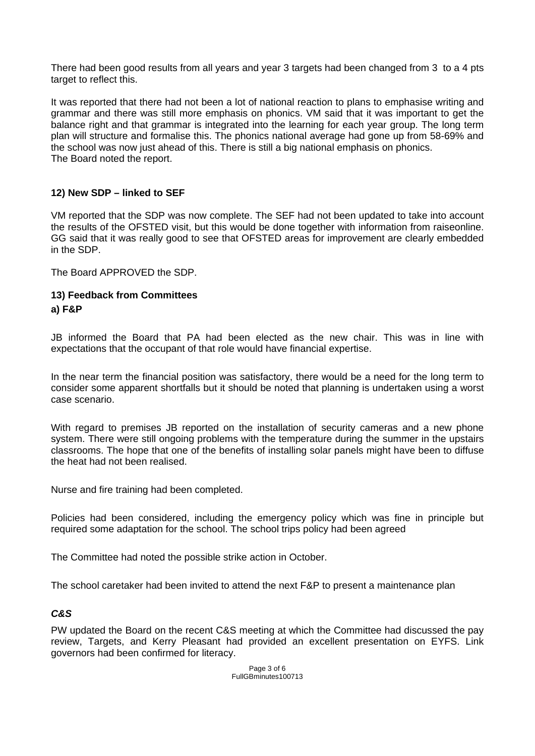There had been good results from all years and year 3 targets had been changed from 3 to a 4 pts target to reflect this.

It was reported that there had not been a lot of national reaction to plans to emphasise writing and grammar and there was still more emphasis on phonics. VM said that it was important to get the balance right and that grammar is integrated into the learning for each year group. The long term plan will structure and formalise this. The phonics national average had gone up from 58-69% and the school was now just ahead of this. There is still a big national emphasis on phonics.
The Board noted the report.

**12) New SDP – linked to SEF**

VM reported that the SDP was now complete. The SEF had not been updated to take into account the results of the OFSTED visit, but this would be done together with information from raiseonline. GG said that it was really good to see that OFSTED areas for improvement are clearly embedded in the SDP.

The Board APPROVED the SDP.

**13) Feedback from Committees**

**a) F&P**

JB informed the Board that PA had been elected as the new chair. This was in line with expectations that the occupant of that role would have financial expertise.

In the near term the financial position was satisfactory, there would be a need for the long term to consider some apparent shortfalls but it should be noted that planning is undertaken using a worst case scenario.

With regard to premises JB reported on the installation of security cameras and a new phone system. There were still ongoing problems with the temperature during the summer in the upstairs classrooms. The hope that one of the benefits of installing solar panels might have been to diffuse the heat had not been realised.

Nurse and fire training had been completed.

Policies had been considered, including the emergency policy which was fine in principle but required some adaptation for the school. The school trips policy had been agreed

The Committee had noted the possible strike action in October.

The school caretaker had been invited to attend the next F&P to present a maintenance plan

***C&S***

PW updated the Board on the recent C&S meeting at which the Committee had discussed the pay review, Targets, and Kerry Pleasant had provided an excellent presentation on EYFS. Link governors had been confirmed for literacy.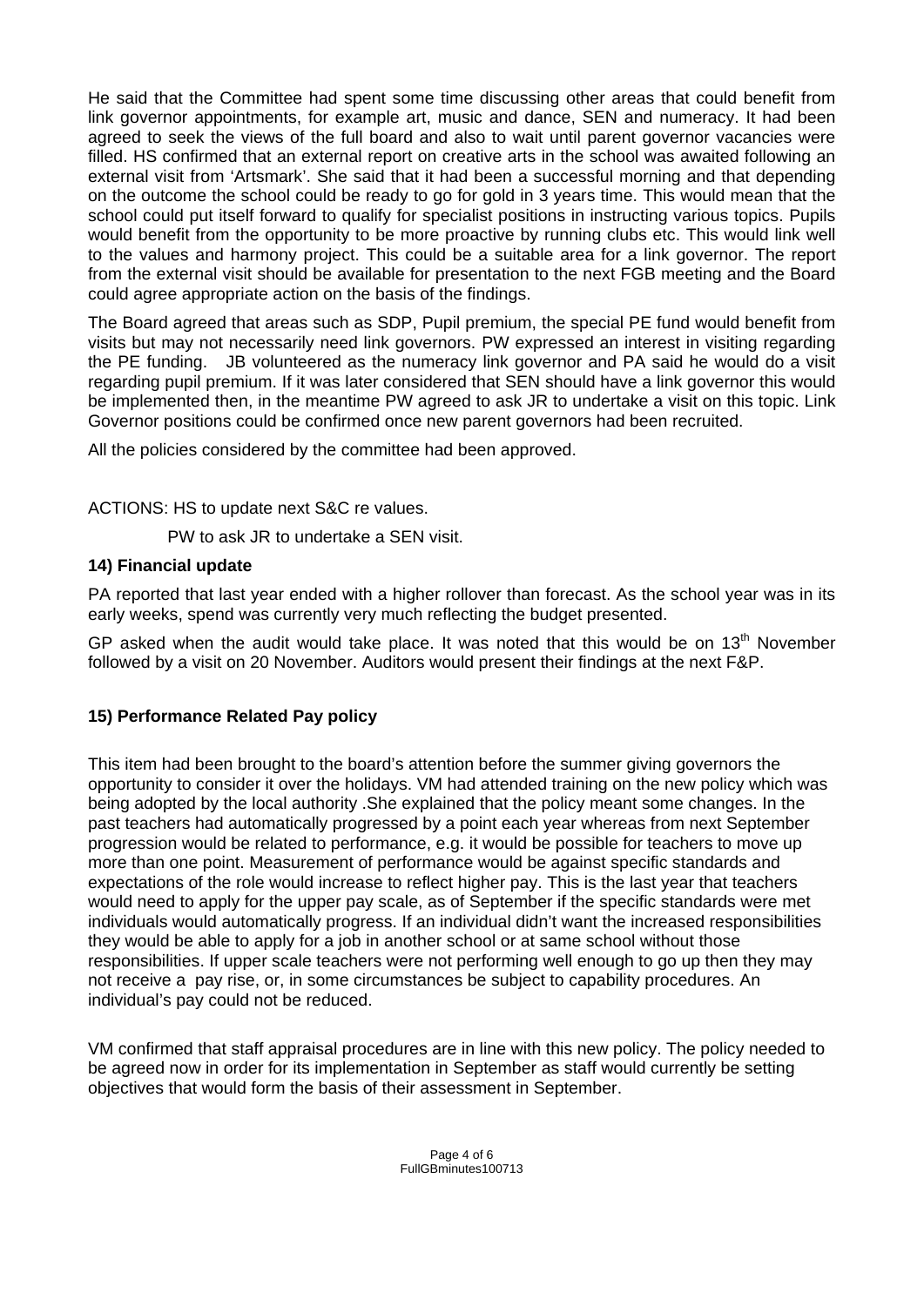He said that the Committee had spent some time discussing other areas that could benefit from link governor appointments, for example art, music and dance, SEN and numeracy. It had been agreed to seek the views of the full board and also to wait until parent governor vacancies were filled. HS confirmed that an external report on creative arts in the school was awaited following an external visit from 'Artsmark'. She said that it had been a successful morning and that depending on the outcome the school could be ready to go for gold in 3 years time. This would mean that the school could put itself forward to qualify for specialist positions in instructing various topics. Pupils would benefit from the opportunity to be more proactive by running clubs etc. This would link well to the values and harmony project. This could be a suitable area for a link governor. The report from the external visit should be available for presentation to the next FGB meeting and the Board could agree appropriate action on the basis of the findings.

The Board agreed that areas such as SDP, Pupil premium, the special PE fund would benefit from visits but may not necessarily need link governors. PW expressed an interest in visiting regarding the PE funding. JB volunteered as the numeracy link governor and PA said he would do a visit regarding pupil premium. If it was later considered that SEN should have a link governor this would be implemented then, in the meantime PW agreed to ask JR to undertake a visit on this topic. Link Governor positions could be confirmed once new parent governors had been recruited.

All the policies considered by the committee had been approved.

ACTIONS: HS to update next S&C re values.

PW to ask JR to undertake a SEN visit.

### 14) Financial update

PA reported that last year ended with a higher rollover than forecast. As the school year was in its early weeks, spend was currently very much reflecting the budget presented.

GP asked when the audit would take place. It was noted that this would be on 13th November followed by a visit on 20 November. Auditors would present their findings at the next F&P.

### 15) Performance Related Pay policy

This item had been brought to the board's attention before the summer giving governors the opportunity to consider it over the holidays. VM had attended training on the new policy which was being adopted by the local authority .She explained that the policy meant some changes. In the past teachers had automatically progressed by a point each year whereas from next September progression would be related to performance, e.g. it would be possible for teachers to move up more than one point. Measurement of performance would be against specific standards and expectations of the role would increase to reflect higher pay. This is the last year that teachers would need to apply for the upper pay scale, as of September if the specific standards were met individuals would automatically progress. If an individual didn't want the increased responsibilities they would be able to apply for a job in another school or at same school without those responsibilities. If upper scale teachers were not performing well enough to go up then they may not receive a pay rise, or, in some circumstances be subject to capability procedures. An individual's pay could not be reduced.

VM confirmed that staff appraisal procedures are in line with this new policy. The policy needed to be agreed now in order for its implementation in September as staff would currently be setting objectives that would form the basis of their assessment in September.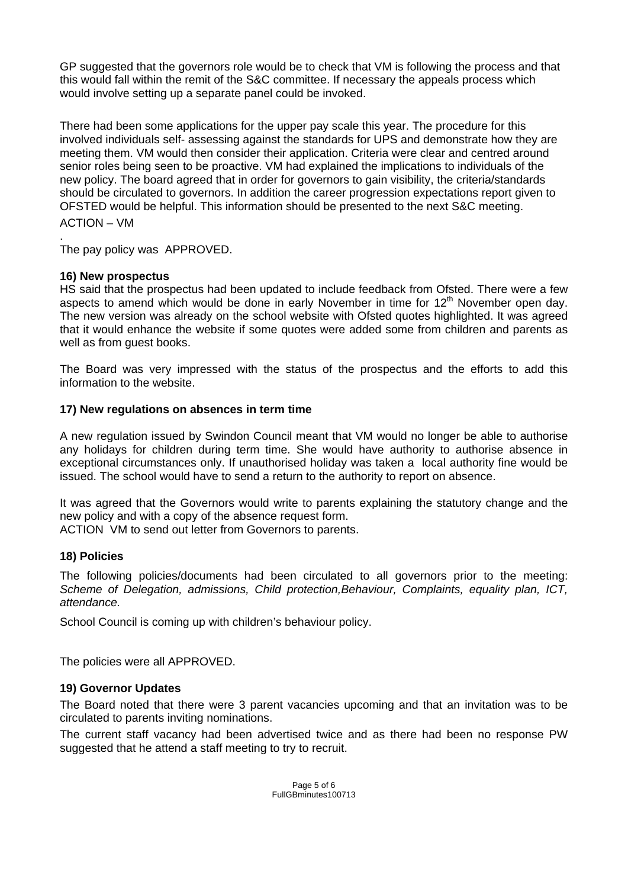GP suggested that the governors role would be to check that VM is following the process and that this would fall within the remit of the S&C committee. If necessary the appeals process which would involve setting up a separate panel could be invoked.

There had been some applications for the upper pay scale this year. The procedure for this involved individuals self- assessing against the standards for UPS and demonstrate how they are meeting them. VM would then consider their application. Criteria were clear and centred around senior roles being seen to be proactive. VM had explained the implications to individuals of the new policy. The board agreed that in order for governors to gain visibility, the criteria/standards should be circulated to governors. In addition the career progression expectations report given to OFSTED would be helpful. This information should be presented to the next S&C meeting.

ACTION – VM

.

The pay policy was APPROVED.

**16) New prospectus**

HS said that the prospectus had been updated to include feedback from Ofsted. There were a few aspects to amend which would be done in early November in time for 12th November open day. The new version was already on the school website with Ofsted quotes highlighted. It was agreed that it would enhance the website if some quotes were added some from children and parents as well as from guest books.

The Board was very impressed with the status of the prospectus and the efforts to add this information to the website.

**17) New regulations on absences in term time**

A new regulation issued by Swindon Council meant that VM would no longer be able to authorise any holidays for children during term time. She would have authority to authorise absence in exceptional circumstances only. If unauthorised holiday was taken a local authority fine would be issued. The school would have to send a return to the authority to report on absence.

It was agreed that the Governors would write to parents explaining the statutory change and the new policy and with a copy of the absence request form.

ACTION VM to send out letter from Governors to parents.

**18) Policies**

The following policies/documents had been circulated to all governors prior to the meeting: *Scheme of Delegation, admissions, Child protection,Behaviour, Complaints, equality plan, ICT, attendance.*

School Council is coming up with children's behaviour policy.

The policies were all APPROVED.

**19) Governor Updates**

The Board noted that there were 3 parent vacancies upcoming and that an invitation was to be circulated to parents inviting nominations.

The current staff vacancy had been advertised twice and as there had been no response PW suggested that he attend a staff meeting to try to recruit.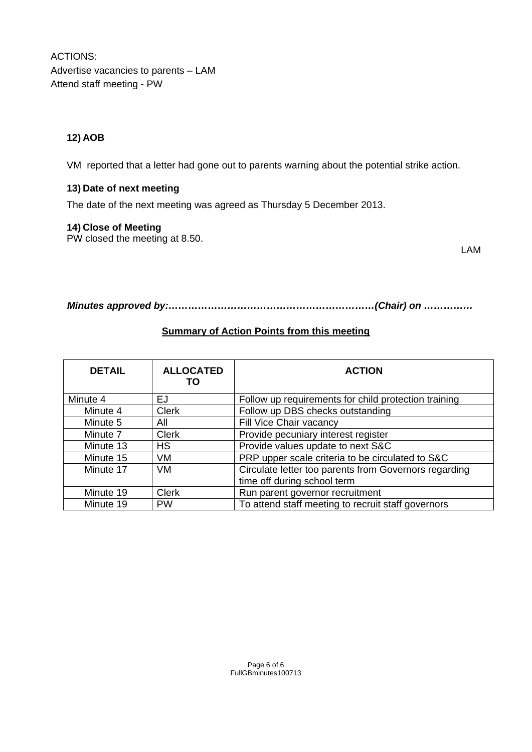ACTIONS:
Advertise vacancies to parents – LAM
Attend staff meeting - PW

**12) AOB**

VM reported that a letter had gone out to parents warning about the potential strike action.

**13) Date of next meeting**

The date of the next meeting was agreed as Thursday 5 December 2013.

**14) Close of Meeting**
PW closed the meeting at 8.50.

LAM

***Minutes approved by:………………………………………………………(Chair) on ……………***

**Summary of Action Points from this meeting**

| DETAIL | ALLOCATED TO | ACTION |
|---|---|---|
| Minute 4 | EJ | Follow up requirements for child protection training |
| Minute 4 | Clerk | Follow up DBS checks outstanding |
| Minute 5 | All | Fill Vice Chair vacancy |
| Minute 7 | Clerk | Provide pecuniary interest register |
| Minute 13 | HS | Provide values update to next S&C |
| Minute 15 | VM | PRP upper scale criteria to be circulated to S&C |
| Minute 17 | VM | Circulate letter too parents from Governors regarding time off during school term |
| Minute 19 | Clerk | Run parent governor recruitment |
| Minute 19 | PW | To attend staff meeting to recruit staff governors |